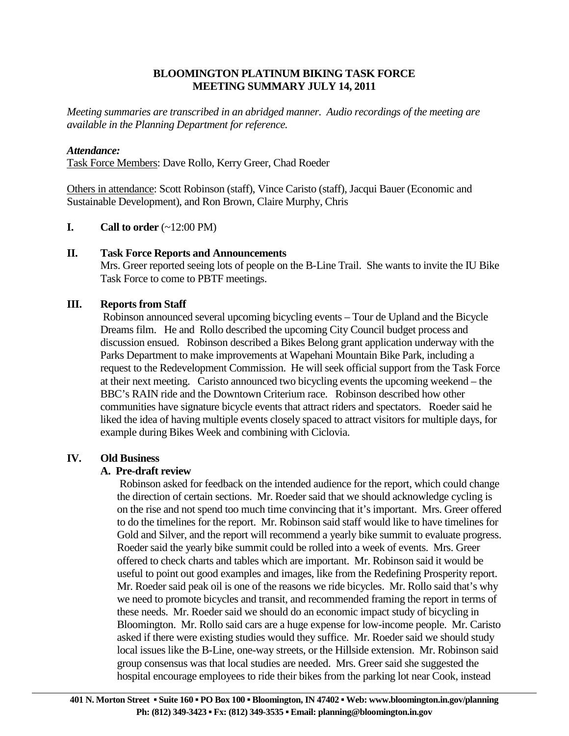**BLOOMINGTON PLATINUM BIKING TASK FORCE**
**MEETING SUMMARY JULY 14, 2011**

*Meeting summaries are transcribed in an abridged manner. Audio recordings of the meeting are available in the Planning Department for reference.*

***Attendance:***

Task Force Members: Dave Rollo, Kerry Greer, Chad Roeder

Others in attendance: Scott Robinson (staff), Vince Caristo (staff), Jacqui Bauer (Economic and Sustainable Development), and Ron Brown, Claire Murphy, Chris

**I. Call to order** (~12:00 PM)

**II. Task Force Reports and Announcements**

Mrs. Greer reported seeing lots of people on the B-Line Trail. She wants to invite the IU Bike Task Force to come to PBTF meetings.

**III. Reports from Staff**

Robinson announced several upcoming bicycling events – Tour de Upland and the Bicycle Dreams film. He and Rollo described the upcoming City Council budget process and discussion ensued. Robinson described a Bikes Belong grant application underway with the Parks Department to make improvements at Wapehani Mountain Bike Park, including a request to the Redevelopment Commission. He will seek official support from the Task Force at their next meeting. Caristo announced two bicycling events the upcoming weekend – the BBC's RAIN ride and the Downtown Criterium race. Robinson described how other communities have signature bicycle events that attract riders and spectators. Roeder said he liked the idea of having multiple events closely spaced to attract visitors for multiple days, for example during Bikes Week and combining with Ciclovia.

**IV. Old Business**

**A. Pre-draft review**

Robinson asked for feedback on the intended audience for the report, which could change the direction of certain sections. Mr. Roeder said that we should acknowledge cycling is on the rise and not spend too much time convincing that it's important. Mrs. Greer offered to do the timelines for the report. Mr. Robinson said staff would like to have timelines for Gold and Silver, and the report will recommend a yearly bike summit to evaluate progress. Roeder said the yearly bike summit could be rolled into a week of events. Mrs. Greer offered to check charts and tables which are important. Mr. Robinson said it would be useful to point out good examples and images, like from the Redefining Prosperity report. Mr. Roeder said peak oil is one of the reasons we ride bicycles. Mr. Rollo said that's why we need to promote bicycles and transit, and recommended framing the report in terms of these needs. Mr. Roeder said we should do an economic impact study of bicycling in Bloomington. Mr. Rollo said cars are a huge expense for low-income people. Mr. Caristo asked if there were existing studies would they suffice. Mr. Roeder said we should study local issues like the B-Line, one-way streets, or the Hillside extension. Mr. Robinson said group consensus was that local studies are needed. Mrs. Greer said she suggested the hospital encourage employees to ride their bikes from the parking lot near Cook, instead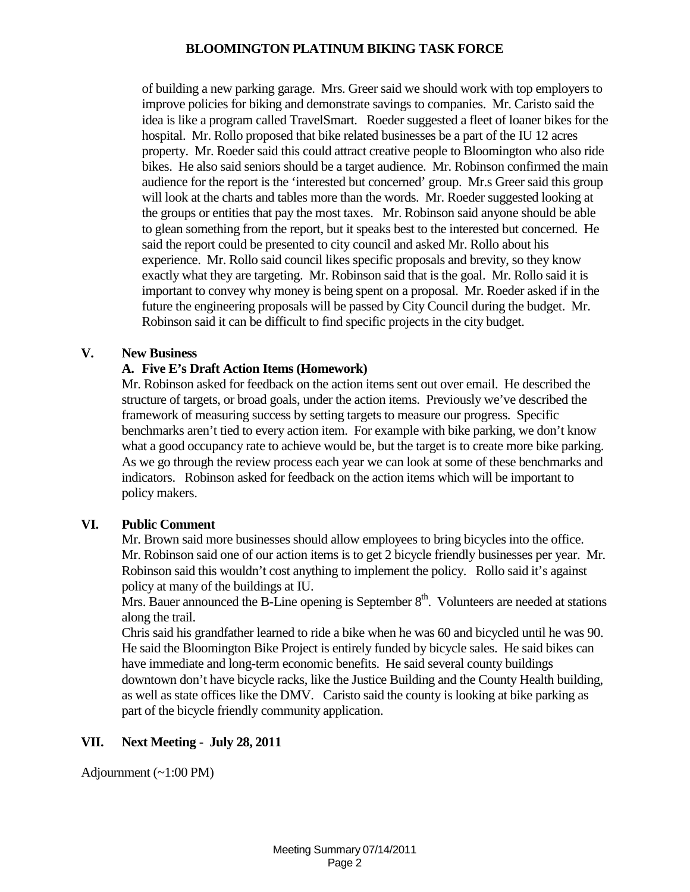of building a new parking garage. Mrs. Greer said we should work with top employers to improve policies for biking and demonstrate savings to companies. Mr. Caristo said the idea is like a program called TravelSmart. Roeder suggested a fleet of loaner bikes for the hospital. Mr. Rollo proposed that bike related businesses be a part of the IU 12 acres property. Mr. Roeder said this could attract creative people to Bloomington who also ride bikes. He also said seniors should be a target audience. Mr. Robinson confirmed the main audience for the report is the 'interested but concerned' group. Mr.s Greer said this group will look at the charts and tables more than the words. Mr. Roeder suggested looking at the groups or entities that pay the most taxes. Mr. Robinson said anyone should be able to glean something from the report, but it speaks best to the interested but concerned. He said the report could be presented to city council and asked Mr. Rollo about his experience. Mr. Rollo said council likes specific proposals and brevity, so they know exactly what they are targeting. Mr. Robinson said that is the goal. Mr. Rollo said it is important to convey why money is being spent on a proposal. Mr. Roeder asked if in the future the engineering proposals will be passed by City Council during the budget. Mr. Robinson said it can be difficult to find specific projects in the city budget.

## V. New Business

### A. Five E's Draft Action Items (Homework)

Mr. Robinson asked for feedback on the action items sent out over email. He described the structure of targets, or broad goals, under the action items. Previously we've described the framework of measuring success by setting targets to measure our progress. Specific benchmarks aren't tied to every action item. For example with bike parking, we don't know what a good occupancy rate to achieve would be, but the target is to create more bike parking. As we go through the review process each year we can look at some of these benchmarks and indicators. Robinson asked for feedback on the action items which will be important to policy makers.

## VI. Public Comment

Mr. Brown said more businesses should allow employees to bring bicycles into the office. Mr. Robinson said one of our action items is to get 2 bicycle friendly businesses per year. Mr. Robinson said this wouldn't cost anything to implement the policy. Rollo said it's against policy at many of the buildings at IU.

Mrs. Bauer announced the B-Line opening is September 8th. Volunteers are needed at stations along the trail.

Chris said his grandfather learned to ride a bike when he was 60 and bicycled until he was 90. He said the Bloomington Bike Project is entirely funded by bicycle sales. He said bikes can have immediate and long-term economic benefits. He said several county buildings downtown don't have bicycle racks, like the Justice Building and the County Health building, as well as state offices like the DMV. Caristo said the county is looking at bike parking as part of the bicycle friendly community application.

## VII. Next Meeting - July 28, 2011

Adjournment (~1:00 PM)